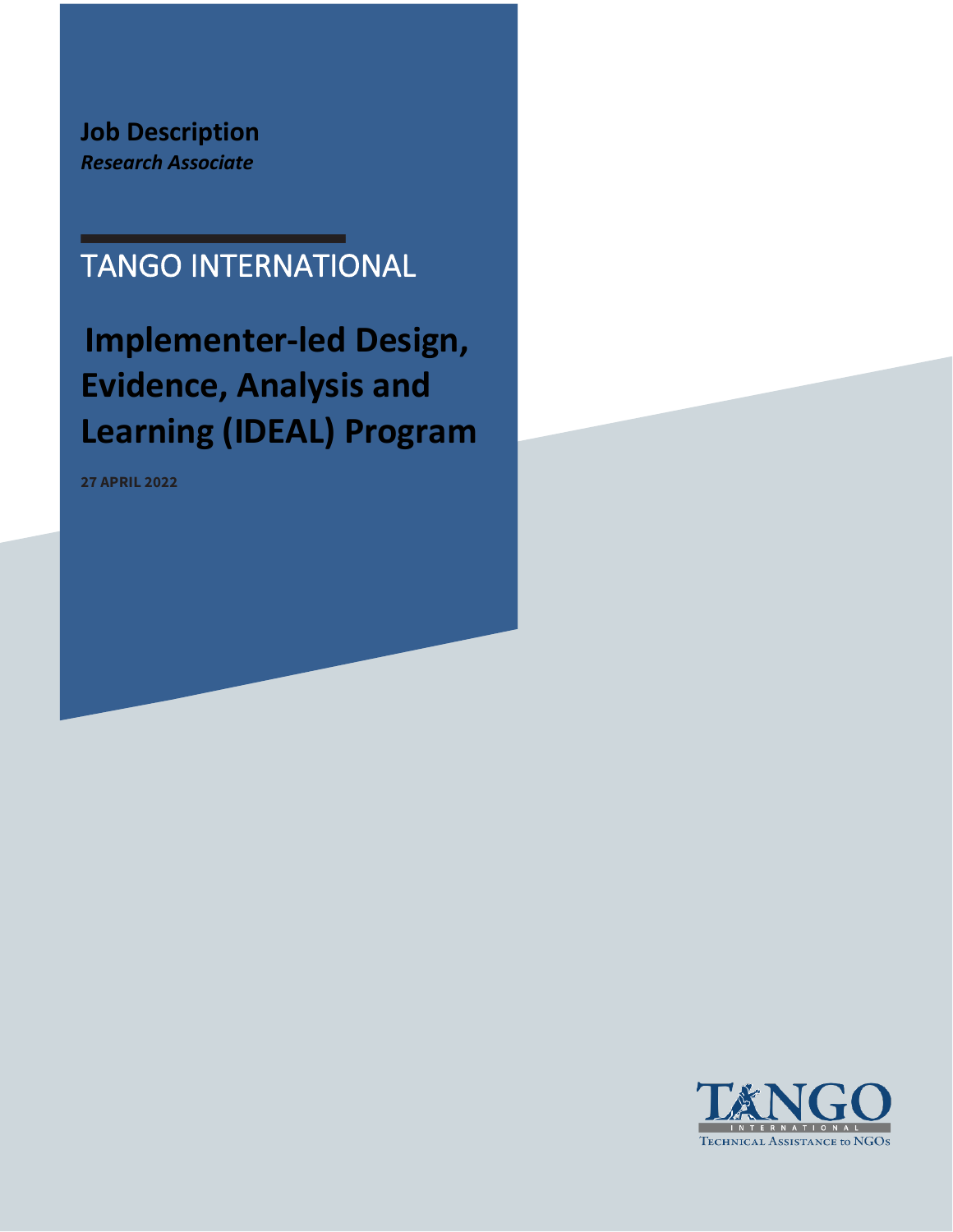**Job Description**
***Research Associate***

# TANGO INTERNATIONAL

# Implementer-led Design, Evidence, Analysis and Learning (IDEAL) Program

**27 APRIL 2022**

TANGO INTERNATIONAL
Technical Assistance to NGOs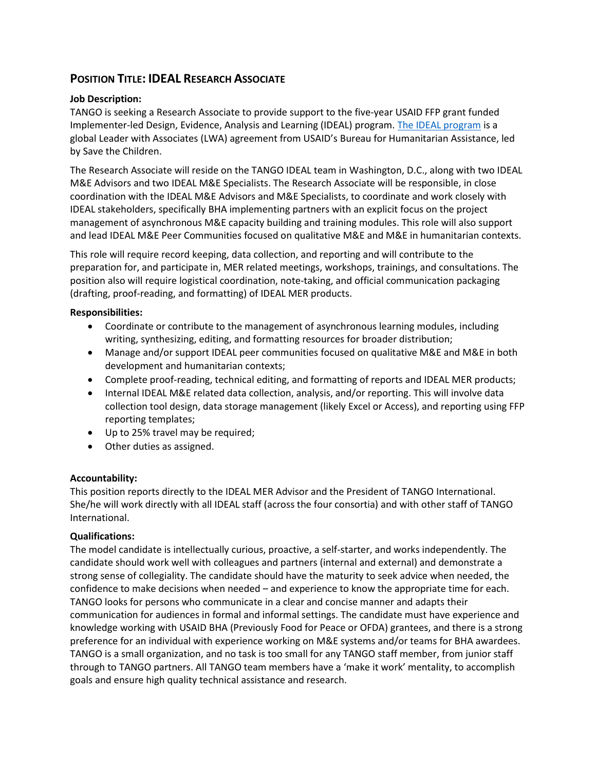## POSITION TITLE: IDEAL RESEARCH ASSOCIATE

**Job Description:**

TANGO is seeking a Research Associate to provide support to the five-year USAID FFP grant funded Implementer-led Design, Evidence, Analysis and Learning (IDEAL) program. [The IDEAL program](#) is a global Leader with Associates (LWA) agreement from USAID's Bureau for Humanitarian Assistance, led by Save the Children.

The Research Associate will reside on the TANGO IDEAL team in Washington, D.C., along with two IDEAL M&E Advisors and two IDEAL M&E Specialists. The Research Associate will be responsible, in close coordination with the IDEAL M&E Advisors and M&E Specialists, to coordinate and work closely with IDEAL stakeholders, specifically BHA implementing partners with an explicit focus on the project management of asynchronous M&E capacity building and training modules. This role will also support and lead IDEAL M&E Peer Communities focused on qualitative M&E and M&E in humanitarian contexts.

This role will require record keeping, data collection, and reporting and will contribute to the preparation for, and participate in, MER related meetings, workshops, trainings, and consultations. The position also will require logistical coordination, note-taking, and official communication packaging (drafting, proof-reading, and formatting) of IDEAL MER products.

**Responsibilities:**

- Coordinate or contribute to the management of asynchronous learning modules, including writing, synthesizing, editing, and formatting resources for broader distribution;
- Manage and/or support IDEAL peer communities focused on qualitative M&E and M&E in both development and humanitarian contexts;
- Complete proof-reading, technical editing, and formatting of reports and IDEAL MER products;
- Internal IDEAL M&E related data collection, analysis, and/or reporting. This will involve data collection tool design, data storage management (likely Excel or Access), and reporting using FFP reporting templates;
- Up to 25% travel may be required;
- Other duties as assigned.

**Accountability:**

This position reports directly to the IDEAL MER Advisor and the President of TANGO International. She/he will work directly with all IDEAL staff (across the four consortia) and with other staff of TANGO International.

**Qualifications:**

The model candidate is intellectually curious, proactive, a self-starter, and works independently. The candidate should work well with colleagues and partners (internal and external) and demonstrate a strong sense of collegiality. The candidate should have the maturity to seek advice when needed, the confidence to make decisions when needed – and experience to know the appropriate time for each. TANGO looks for persons who communicate in a clear and concise manner and adapts their communication for audiences in formal and informal settings. The candidate must have experience and knowledge working with USAID BHA (Previously Food for Peace or OFDA) grantees, and there is a strong preference for an individual with experience working on M&E systems and/or teams for BHA awardees. TANGO is a small organization, and no task is too small for any TANGO staff member, from junior staff through to TANGO partners. All TANGO team members have a 'make it work' mentality, to accomplish goals and ensure high quality technical assistance and research.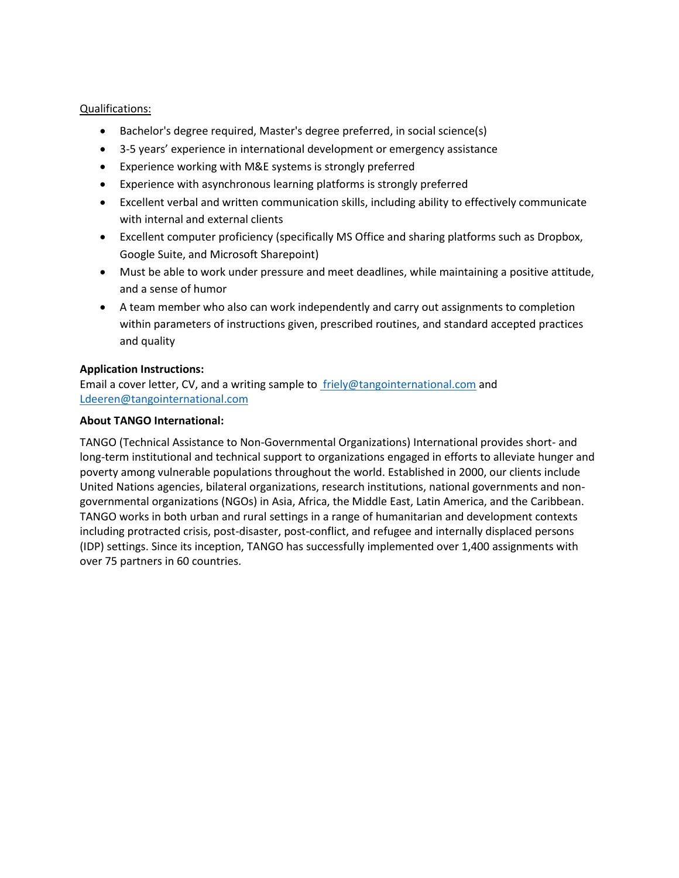Qualifications:

- Bachelor's degree required, Master's degree preferred, in social science(s)
- 3-5 years' experience in international development or emergency assistance
- Experience working with M&E systems is strongly preferred
- Experience with asynchronous learning platforms is strongly preferred
- Excellent verbal and written communication skills, including ability to effectively communicate with internal and external clients
- Excellent computer proficiency (specifically MS Office and sharing platforms such as Dropbox, Google Suite, and Microsoft Sharepoint)
- Must be able to work under pressure and meet deadlines, while maintaining a positive attitude, and a sense of humor
- A team member who also can work independently and carry out assignments to completion within parameters of instructions given, prescribed routines, and standard accepted practices and quality

**Application Instructions:**

Email a cover letter, CV, and a writing sample to friely@tangointernational.com and Ldeeren@tangointernational.com

**About TANGO International:**

TANGO (Technical Assistance to Non-Governmental Organizations) International provides short- and long-term institutional and technical support to organizations engaged in efforts to alleviate hunger and poverty among vulnerable populations throughout the world. Established in 2000, our clients include United Nations agencies, bilateral organizations, research institutions, national governments and non-governmental organizations (NGOs) in Asia, Africa, the Middle East, Latin America, and the Caribbean. TANGO works in both urban and rural settings in a range of humanitarian and development contexts including protracted crisis, post-disaster, post-conflict, and refugee and internally displaced persons (IDP) settings. Since its inception, TANGO has successfully implemented over 1,400 assignments with over 75 partners in 60 countries.